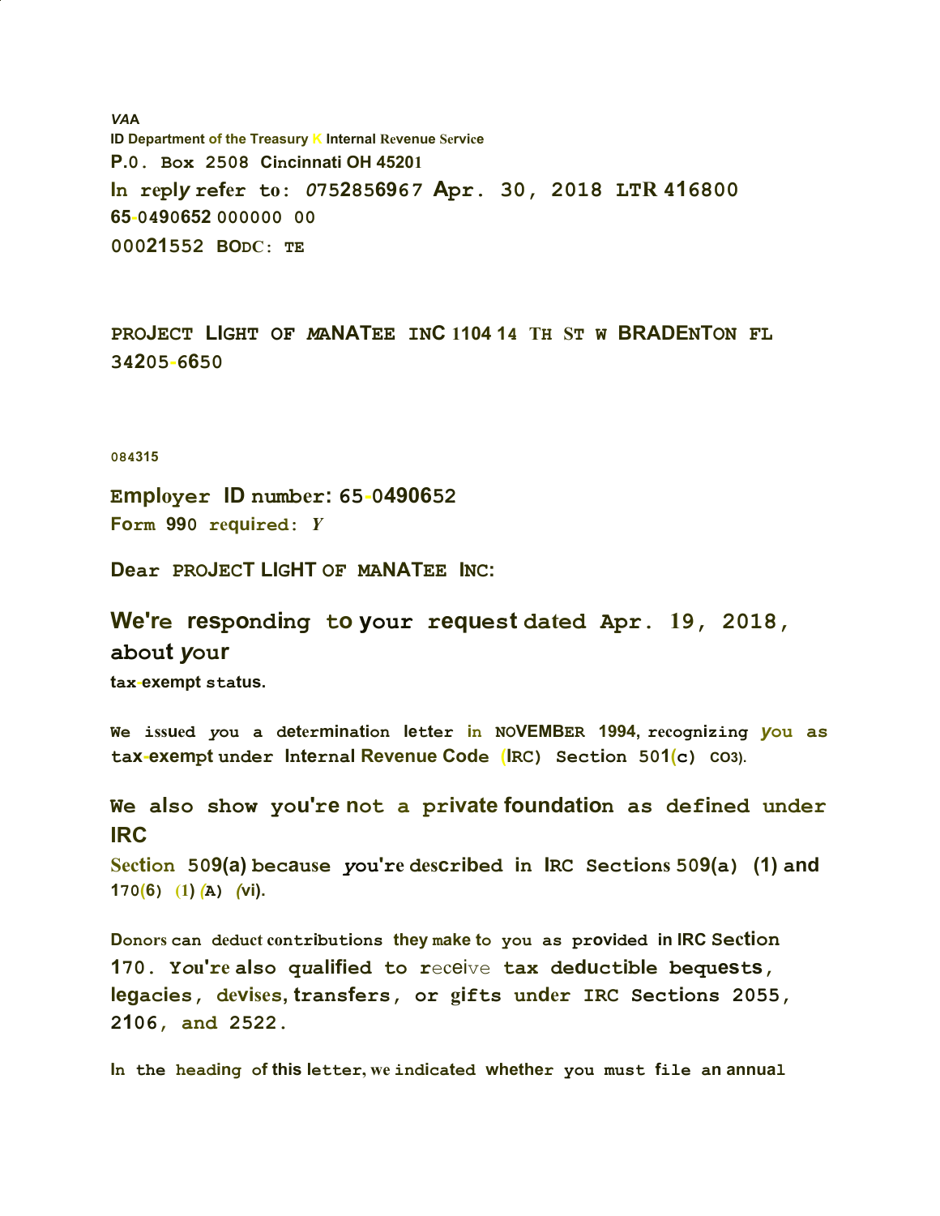*VAA*

ID Department of the Treasury K Internal Revenue Service

P.0. Box 2508 Cincinnati OH 45201

In reply refer to: 0752856967 Apr. 30, 2018 LTR 416800

65-0490652 000000 00

00021552 BODC: TE

PROJECT LIGHT OF MANATEE INC 1104 14 TH ST W BRADENTON FL 34205-6650

084315

Employer ID number: 65-0490652

Form 990 required: *Y*

Dear PROJECT LIGHT OF MANATEE INC:

We're responding to your request dated Apr. 19, 2018, about your tax-exempt status.

We issued you a determination letter in NOVEMBER 1994, recognizing you as tax-exempt under Internal Revenue Code (IRC) Section 501(c) CO3).

We also show you're not a private foundation as defined under IRC Section 509(a) because you're described in IRC Sections 509(a) (1) and 170(6) (1) (A) (vi).

Donors can deduct contributions they make to you as provided in IRC Section 170. You're also qualified to receive tax deductible bequests, legacies, devises, transfers, or gifts under IRC Sections 2055, 2106, and 2522.

In the heading of this letter, we indicated whether you must file an annual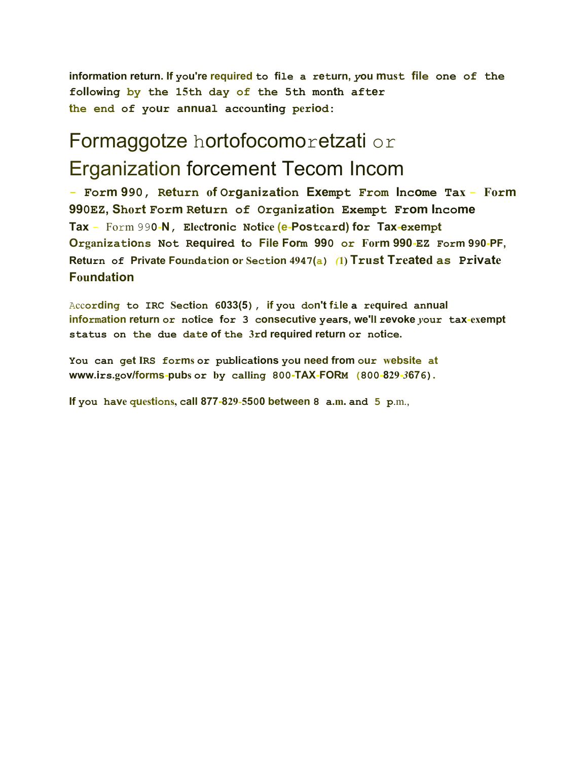information return. If you're required to file a return, you must file one of the following by the 15th day of the 5th month after the end of your annual accounting period:

## Formaggotze hortofocomoretzati or Erganization forcement Tecom Incom

- Form 990, Return of Organization Exempt From Income Tax
- Form 990EZ, Short Form Return of Organization Exempt From Income Tax
- Form 990-N, Electronic Notice (e-Postcard) for Tax-exempt Organizations Not Required to File Form 990 or Form 990-EZ Form 990-PF, Return of Private Foundation or Section 4947(a) (1) Trust Treated as Private Foundation

According to IRC Section 6033(5), if you don't file a required annual information return or notice for 3 consecutive years, we'll revoke your tax-exempt status on the due date of the 3rd required return or notice.

You can get IRS forms or publications you need from our website at www.irs.gov/forms-pubs or by calling 800-TAX-FORM (800-829-3676).

If you have questions, call 877-829-5500 between 8 a.m. and 5 p.m.,